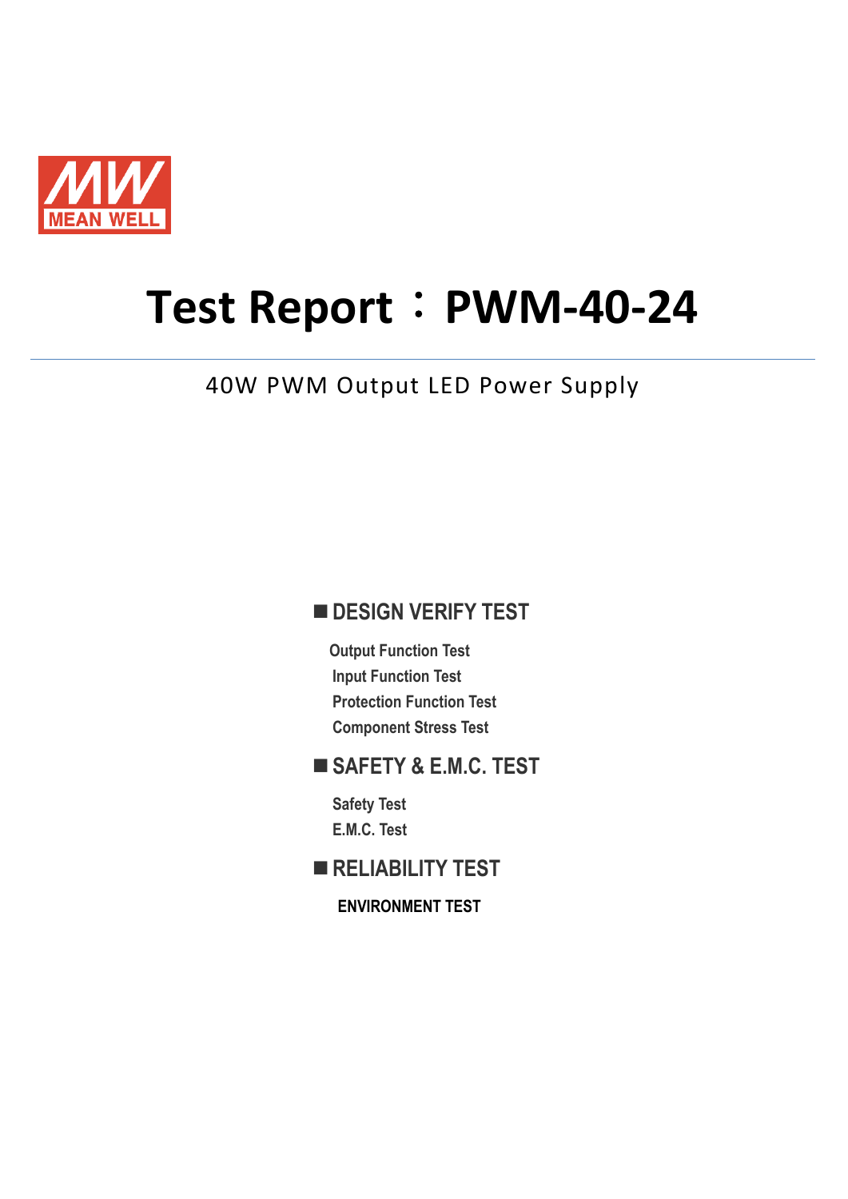MEAN WELL

# Test Report：PWM-40-24

40W PWM Output LED Power Supply

## ■ DESIGN VERIFY TEST

- Output Function Test
- Input Function Test
- Protection Function Test
- Component Stress Test

## ■ SAFETY & E.M.C. TEST

- Safety Test
- E.M.C. Test

## ■ RELIABILITY TEST

**ENVIRONMENT TEST**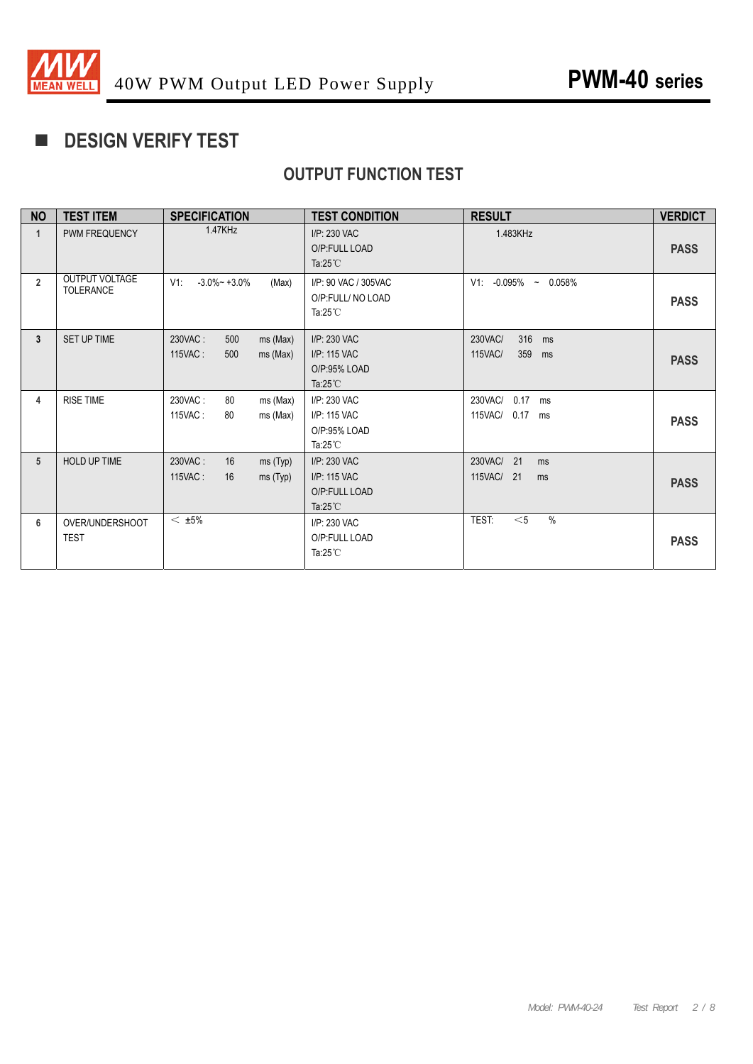## DESIGN VERIFY TEST

### OUTPUT FUNCTION TEST

| NO | TEST ITEM | SPECIFICATION | TEST CONDITION | RESULT | VERDICT |
|---|---|---|---|---|---|
| 1 | PWM FREQUENCY | 1.47KHz | I/P: 230 VAC<br>O/P:FULL LOAD<br>Ta:25℃ | 1.483KHz | PASS |
| 2 | OUTPUT VOLTAGE TOLERANCE | V1: -3.0%~ +3.0% (Max) | I/P: 90 VAC / 305VAC<br>O/P:FULL/ NO LOAD<br>Ta:25℃ | V1: -0.095% ~ 0.058% | PASS |
| 3 | SET UP TIME | 230VAC : 500 ms (Max)<br>115VAC : 500 ms (Max) | I/P: 230 VAC<br>I/P: 115 VAC<br>O/P:95% LOAD<br>Ta:25℃ | 230VAC/ 316 ms<br>115VAC/ 359 ms | PASS |
| 4 | RISE TIME | 230VAC : 80 ms (Max)<br>115VAC : 80 ms (Max) | I/P: 230 VAC<br>I/P: 115 VAC<br>O/P:95% LOAD<br>Ta:25℃ | 230VAC/ 0.17 ms<br>115VAC/ 0.17 ms | PASS |
| 5 | HOLD UP TIME | 230VAC : 16 ms (Typ)<br>115VAC : 16 ms (Typ) | I/P: 230 VAC<br>I/P: 115 VAC<br>O/P:FULL LOAD<br>Ta:25℃ | 230VAC/ 21 ms<br>115VAC/ 21 ms | PASS |
| 6 | OVER/UNDERSHOOT TEST | < ±5% | I/P: 230 VAC<br>O/P:FULL LOAD<br>Ta:25℃ | TEST: <5 % | PASS |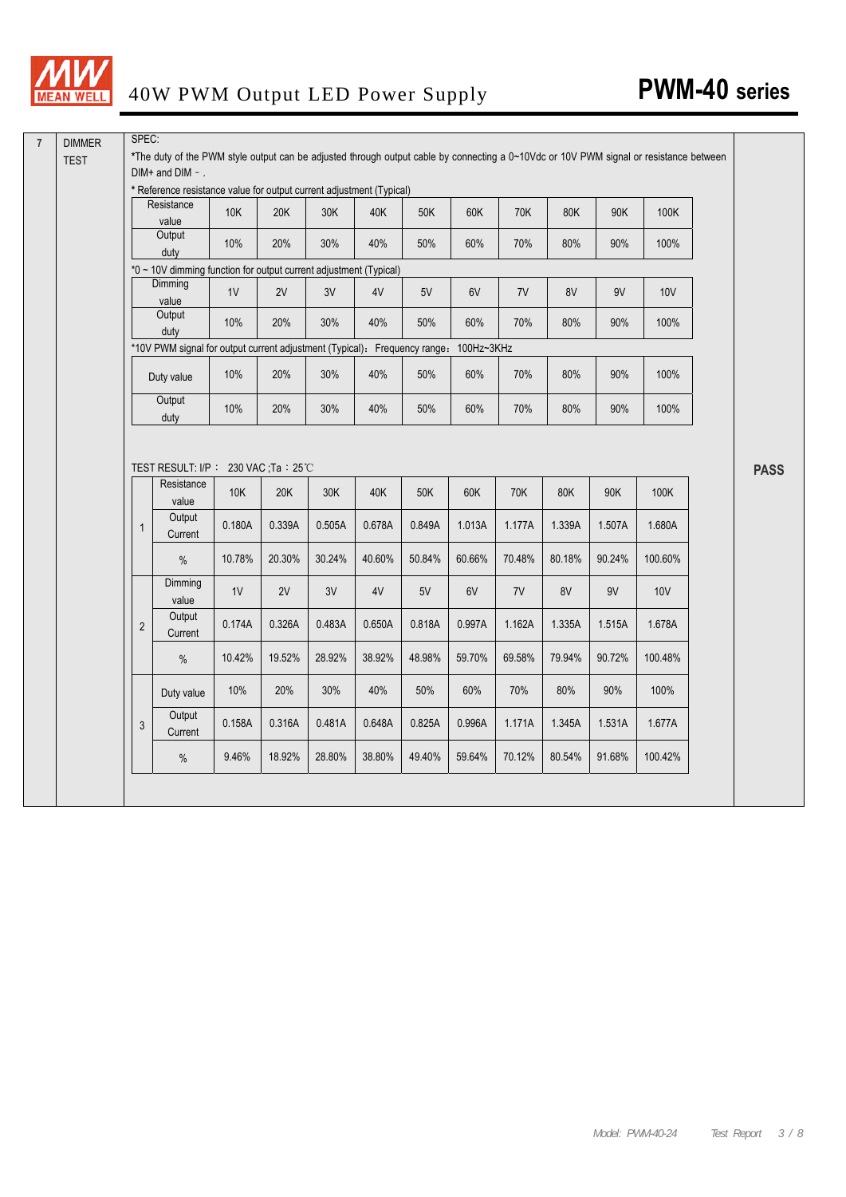# 40W PWM Output LED Power Supply

## PWM-40 series

**7 DIMMER TEST**

SPEC:

*The duty of the PWM style output can be adjusted through output cable by connecting a 0~10Vdc or 10V PWM signal or resistance between DIM+ and DIM－.

* Reference resistance value for output current adjustment (Typical)

| Resistance value | 10K | 20K | 30K | 40K | 50K | 60K | 70K | 80K | 90K | 100K |
|---|---|---|---|---|---|---|---|---|---|---|
| Output duty | 10% | 20% | 30% | 40% | 50% | 60% | 70% | 80% | 90% | 100% |

*0 ~ 10V dimming function for output current adjustment (Typical)

| Dimming value | 1V | 2V | 3V | 4V | 5V | 6V | 7V | 8V | 9V | 10V |
|---|---|---|---|---|---|---|---|---|---|---|
| Output duty | 10% | 20% | 30% | 40% | 50% | 60% | 70% | 80% | 90% | 100% |

*10V PWM signal for output current adjustment (Typical)： Frequency range： 100Hz~3KHz

| Duty value | 10% | 20% | 30% | 40% | 50% | 60% | 70% | 80% | 90% | 100% |
|---|---|---|---|---|---|---|---|---|---|---|
| Output duty | 10% | 20% | 30% | 40% | 50% | 60% | 70% | 80% | 90% | 100% |

TEST RESULT: I/P： 230 VAC ;Ta：25℃

| | | | | | | | | | | | |
|---|---|---|---|---|---|---|---|---|---|---|---|
| 1 | Resistance value | 10K | 20K | 30K | 40K | 50K | 60K | 70K | 80K | 90K | 100K |
| | Output Current | 0.180A | 0.339A | 0.505A | 0.678A | 0.849A | 1.013A | 1.177A | 1.339A | 1.507A | 1.680A |
| | % | 10.78% | 20.30% | 30.24% | 40.60% | 50.84% | 60.66% | 70.48% | 80.18% | 90.24% | 100.60% |
| 2 | Dimming value | 1V | 2V | 3V | 4V | 5V | 6V | 7V | 8V | 9V | 10V |
| | Output Current | 0.174A | 0.326A | 0.483A | 0.650A | 0.818A | 0.997A | 1.162A | 1.335A | 1.515A | 1.678A |
| | % | 10.42% | 19.52% | 28.92% | 38.92% | 48.98% | 59.70% | 69.58% | 79.94% | 90.72% | 100.48% |
| 3 | Duty value | 10% | 20% | 30% | 40% | 50% | 60% | 70% | 80% | 90% | 100% |
| | Output Current | 0.158A | 0.316A | 0.481A | 0.648A | 0.825A | 0.996A | 1.171A | 1.345A | 1.531A | 1.677A |
| | % | 9.46% | 18.92% | 28.80% | 38.80% | 49.40% | 59.64% | 70.12% | 80.54% | 91.68% | 100.42% |

**PASS**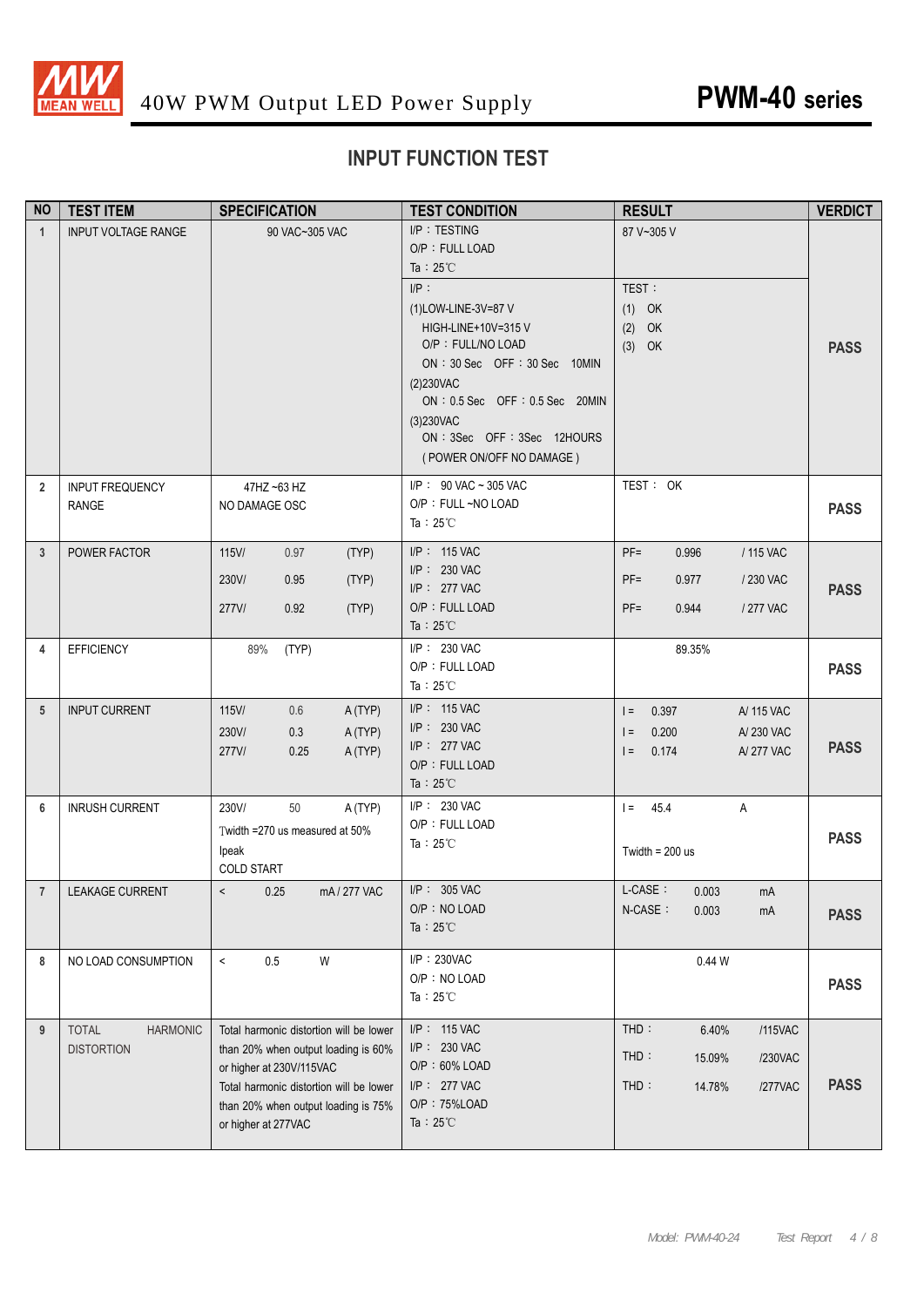# 40W PWM Output LED Power Supply

# PWM-40 series

## INPUT FUNCTION TEST

| NO | TEST ITEM | SPECIFICATION | TEST CONDITION | RESULT | VERDICT |
|---|---|---|---|---|---|
| 1 | INPUT VOLTAGE RANGE | 90 VAC~305 VAC | I/P：TESTING<br>O/P：FULL LOAD<br>Ta：25℃ | 87 V~305 V | PASS |
| | | | I/P：<br>(1)LOW-LINE-3V=87 V<br>HIGH-LINE+10V=315 V<br>O/P：FULL/NO LOAD<br>ON：30 Sec OFF：30 Sec 10MIN<br>(2)230VAC<br>ON：0.5 Sec OFF：0.5 Sec 20MIN<br>(3)230VAC<br>ON：3Sec OFF：3Sec 12HOURS<br>( POWER ON/OFF NO DAMAGE ) | TEST：<br>(1) OK<br>(2) OK<br>(3) OK | |
| 2 | INPUT FREQUENCY RANGE | 47HZ ~63 HZ<br>NO DAMAGE OSC | I/P： 90 VAC ~ 305 VAC<br>O/P：FULL ~NO LOAD<br>Ta：25℃ | TEST： OK | PASS |
| 3 | POWER FACTOR | 115V/ 0.97 (TYP)<br>230V/ 0.95 (TYP)<br>277V/ 0.92 (TYP) | I/P： 115 VAC<br>I/P： 230 VAC<br>I/P： 277 VAC<br>O/P：FULL LOAD<br>Ta：25℃ | PF= 0.996 / 115 VAC<br>PF= 0.977 / 230 VAC<br>PF= 0.944 / 277 VAC | PASS |
| 4 | EFFICIENCY | 89% (TYP) | I/P： 230 VAC<br>O/P：FULL LOAD<br>Ta：25℃ | 89.35% | PASS |
| 5 | INPUT CURRENT | 115V/ 0.6 A (TYP)<br>230V/ 0.3 A (TYP)<br>277V/ 0.25 A (TYP) | I/P： 115 VAC<br>I/P： 230 VAC<br>I/P： 277 VAC<br>O/P：FULL LOAD<br>Ta：25℃ | I = 0.397 A/ 115 VAC<br>I = 0.200 A/ 230 VAC<br>I = 0.174 A/ 277 VAC | PASS |
| 6 | INRUSH CURRENT | 230V/ 50 A (TYP)<br>Twidth =270 us measured at 50% Ipeak<br>COLD START | I/P： 230 VAC<br>O/P：FULL LOAD<br>Ta：25℃ | I = 45.4 A<br>Twidth = 200 us | PASS |
| 7 | LEAKAGE CURRENT | < 0.25 mA / 277 VAC | I/P： 305 VAC<br>O/P：NO LOAD<br>Ta：25℃ | L-CASE： 0.003 mA<br>N-CASE： 0.003 mA | PASS |
| 8 | NO LOAD CONSUMPTION | < 0.5 W | I/P：230VAC<br>O/P：NO LOAD<br>Ta：25℃ | 0.44 W | PASS |
| 9 | TOTAL HARMONIC DISTORTION | Total harmonic distortion will be lower than 20% when output loading is 60% or higher at 230V/115VAC<br>Total harmonic distortion will be lower than 20% when output loading is 75% or higher at 277VAC | I/P： 115 VAC<br>I/P： 230 VAC<br>O/P：60% LOAD<br>I/P： 277 VAC<br>O/P：75%LOAD<br>Ta：25℃ | THD： 6.40% /115VAC<br>THD： 15.09% /230VAC<br>THD： 14.78% /277VAC | PASS |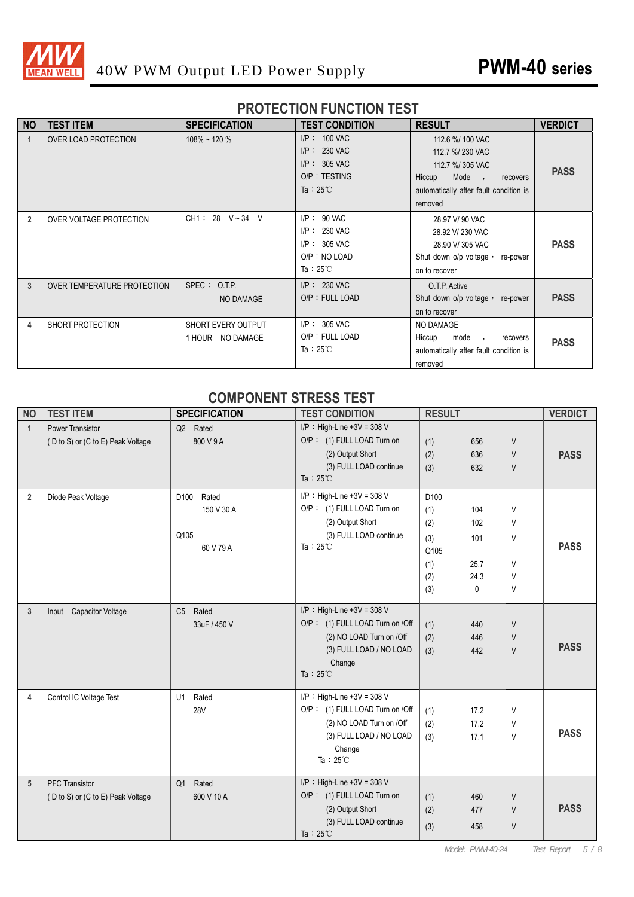# 40W PWM Output LED Power Supply

# PWM-40 series

## PROTECTION FUNCTION TEST

| NO | TEST ITEM | SPECIFICATION | TEST CONDITION | RESULT | VERDICT |
|---|---|---|---|---|---|
| 1 | OVER LOAD PROTECTION | 108% ~ 120 % | I/P : 100 VAC<br>I/P : 230 VAC<br>I/P : 305 VAC<br>O/P : TESTING<br>Ta : 25℃ | 112.6 %/ 100 VAC<br>112.7 %/ 230 VAC<br>112.7 %/ 305 VAC<br>Hiccup Mode , recovers automatically after fault condition is removed | PASS |
| 2 | OVER VOLTAGE PROTECTION | CH1 : 28 V ~ 34 V | I/P : 90 VAC<br>I/P : 230 VAC<br>I/P : 305 VAC<br>O/P : NO LOAD<br>Ta : 25℃ | 28.97 V/ 90 VAC<br>28.92 V/ 230 VAC<br>28.90 V/ 305 VAC<br>Shut down o/p voltage , re-power on to recover | PASS |
| 3 | OVER TEMPERATURE PROTECTION | SPEC : O.T.P.<br>NO DAMAGE | I/P : 230 VAC<br>O/P : FULL LOAD | O.T.P. Active<br>Shut down o/p voltage , re-power on to recover | PASS |
| 4 | SHORT PROTECTION | SHORT EVERY OUTPUT<br>1 HOUR NO DAMAGE | I/P : 305 VAC<br>O/P : FULL LOAD<br>Ta : 25℃ | NO DAMAGE<br>Hiccup mode , recovers automatically after fault condition is removed | PASS |

## COMPONENT STRESS TEST

| NO | TEST ITEM | SPECIFICATION | TEST CONDITION | RESULT | VERDICT |
|---|---|---|---|---|---|
| 1 | Power Transistor<br>( D to S) or (C to E) Peak Voltage | Q2 Rated<br>800 V 9 A | I/P : High-Line +3V = 308 V<br>O/P : (1) FULL LOAD Turn on<br>(2) Output Short<br>(3) FULL LOAD continue<br>Ta : 25℃ | (1) 656 V<br>(2) 636 V<br>(3) 632 V | PASS |
| 2 | Diode Peak Voltage | D100 Rated<br>150 V 30 A<br><br>Q105<br>60 V 79 A | I/P : High-Line +3V = 308 V<br>O/P : (1) FULL LOAD Turn on<br>(2) Output Short<br>(3) FULL LOAD continue<br>Ta : 25℃ | D100<br>(1) 104 V<br>(2) 102 V<br>(3) 101 V<br>Q105<br>(1) 25.7 V<br>(2) 24.3 V<br>(3) 0 V | PASS |
| 3 | Input Capacitor Voltage | C5 Rated<br>33uF / 450 V | I/P : High-Line +3V = 308 V<br>O/P : (1) FULL LOAD Turn on /Off<br>(2) NO LOAD Turn on /Off<br>(3) FULL LOAD / NO LOAD Change<br>Ta : 25℃ | (1) 440 V<br>(2) 446 V<br>(3) 442 V | PASS |
| 4 | Control IC Voltage Test | U1 Rated<br>28V | I/P : High-Line +3V = 308 V<br>O/P : (1) FULL LOAD Turn on /Off<br>(2) NO LOAD Turn on /Off<br>(3) FULL LOAD / NO LOAD Change<br>Ta : 25℃ | (1) 17.2 V<br>(2) 17.2 V<br>(3) 17.1 V | PASS |
| 5 | PFC Transistor<br>( D to S) or (C to E) Peak Voltage | Q1 Rated<br>600 V 10 A | I/P : High-Line +3V = 308 V<br>O/P : (1) FULL LOAD Turn on<br>(2) Output Short<br>(3) FULL LOAD continue<br>Ta : 25℃ | (1) 460 V<br>(2) 477 V<br>(3) 458 V | PASS |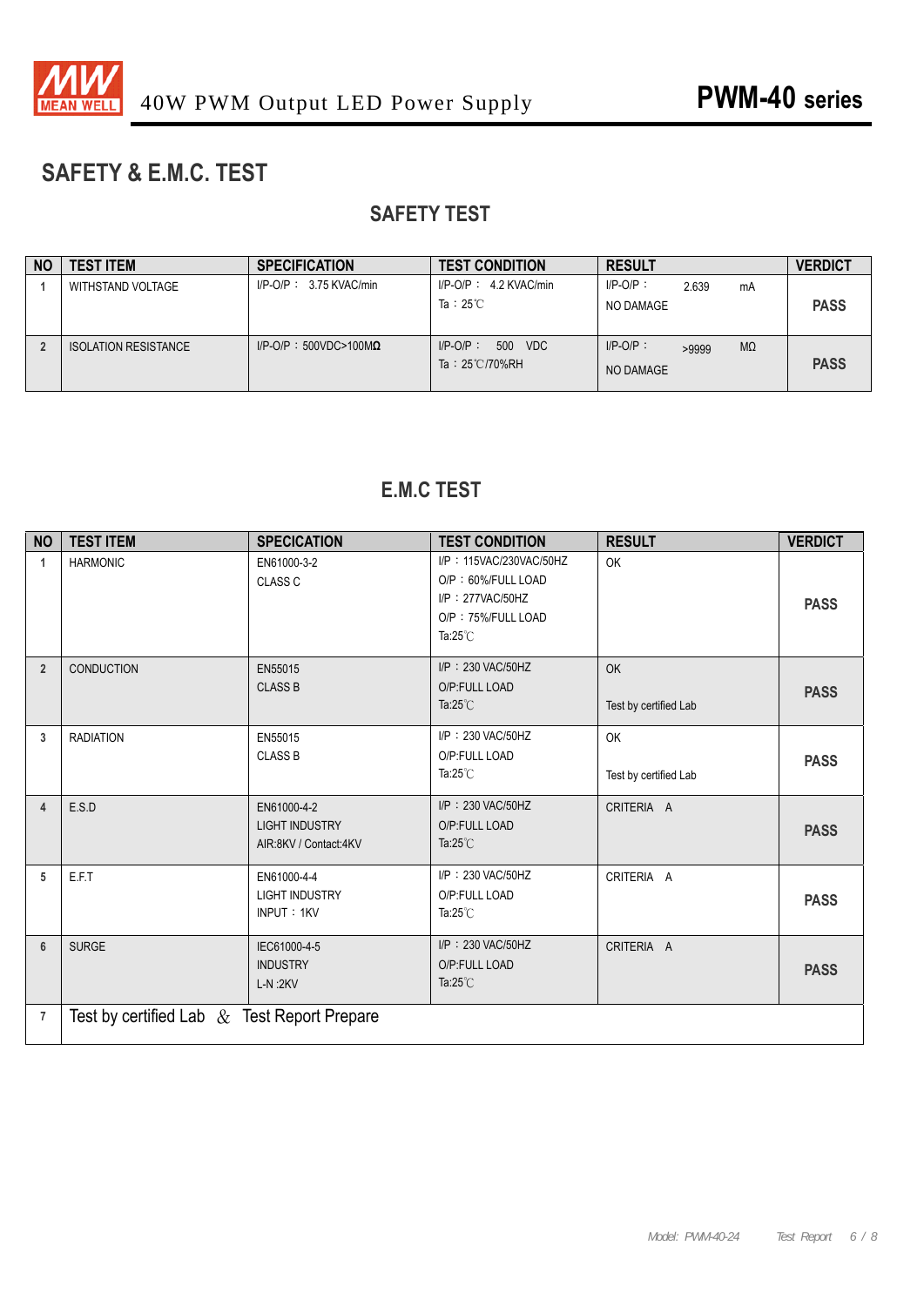## SAFETY & E.M.C. TEST

### SAFETY TEST

| NO | TEST ITEM | SPECIFICATION | TEST CONDITION | RESULT | VERDICT |
|---|---|---|---|---|---|
| 1 | WITHSTAND VOLTAGE | I/P-O/P： 3.75 KVAC/min | I/P-O/P： 4.2 KVAC/min<br>Ta：25℃ | I/P-O/P： 2.639 mA<br>NO DAMAGE | PASS |
| 2 | ISOLATION RESISTANCE | I/P-O/P：500VDC>100MΩ | I/P-O/P： 500 VDC<br>Ta：25℃/70%RH | I/P-O/P： >9999 MΩ<br>NO DAMAGE | PASS |

### E.M.C TEST

| NO | TEST ITEM | SPECICATION | TEST CONDITION | RESULT | VERDICT |
|---|---|---|---|---|---|
| 1 | HARMONIC | EN61000-3-2<br>CLASS C | I/P：115VAC/230VAC/50HZ<br>O/P：60%/FULL LOAD<br>I/P：277VAC/50HZ<br>O/P：75%/FULL LOAD<br>Ta:25℃ | OK | PASS |
| 2 | CONDUCTION | EN55015<br>CLASS B | I/P：230 VAC/50HZ<br>O/P:FULL LOAD<br>Ta:25℃ | OK<br>Test by certified Lab | PASS |
| 3 | RADIATION | EN55015<br>CLASS B | I/P：230 VAC/50HZ<br>O/P:FULL LOAD<br>Ta:25℃ | OK<br>Test by certified Lab | PASS |
| 4 | E.S.D | EN61000-4-2<br>LIGHT INDUSTRY<br>AIR:8KV / Contact:4KV | I/P：230 VAC/50HZ<br>O/P:FULL LOAD<br>Ta:25℃ | CRITERIA A | PASS |
| 5 | E.F.T | EN61000-4-4<br>LIGHT INDUSTRY<br>INPUT：1KV | I/P：230 VAC/50HZ<br>O/P:FULL LOAD<br>Ta:25℃ | CRITERIA A | PASS |
| 6 | SURGE | IEC61000-4-5<br>INDUSTRY<br>L-N :2KV | I/P：230 VAC/50HZ<br>O/P:FULL LOAD<br>Ta:25℃ | CRITERIA A | PASS |
| 7 | Test by certified Lab & Test Report Prepare | | | | |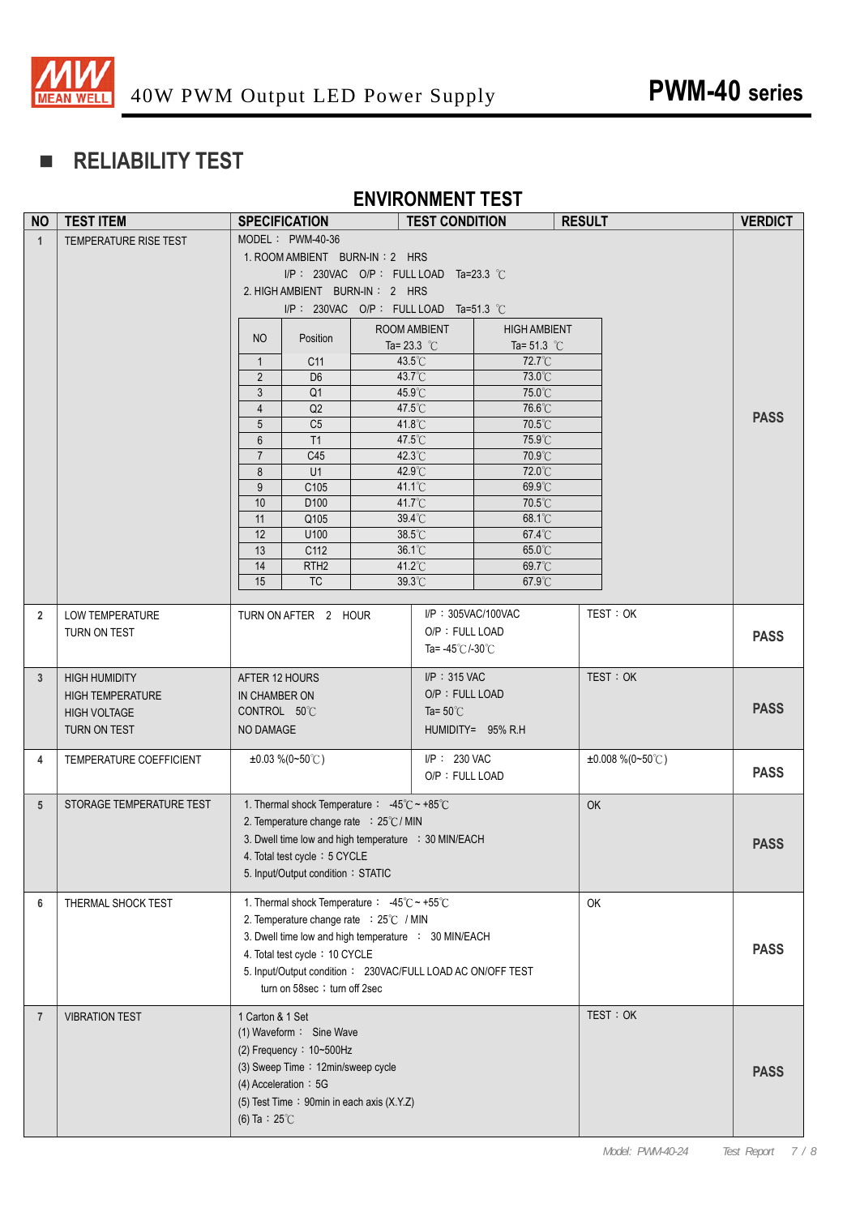## ■ RELIABILITY TEST

### ENVIRONMENT TEST

| NO | TEST ITEM | SPECIFICATION | TEST CONDITION | RESULT | VERDICT |
|---|---|---|---|---|---|
| 1 | TEMPERATURE RISE TEST | MODEL : PWM-40-36<br>1. ROOM AMBIENT BURN-IN : 2 HRS<br>I/P : 230VAC O/P : FULL LOAD Ta=23.3 ℃<br>2. HIGH AMBIENT BURN-IN : 2 HRS<br>I/P : 230VAC O/P : FULL LOAD Ta=51.3 ℃ | | | PASS |

| NO | Position | ROOM AMBIENT Ta= 23.3 ℃ | HIGH AMBIENT Ta= 51.3 ℃ |
|---|---|---|---|
| 1 | C11 | 43.5℃ | 72.7℃ |
| 2 | D6 | 43.7℃ | 73.0℃ |
| 3 | Q1 | 45.9℃ | 75.0℃ |
| 4 | Q2 | 47.5℃ | 76.6℃ |
| 5 | C5 | 41.8℃ | 70.5℃ |
| 6 | T1 | 47.5℃ | 75.9℃ |
| 7 | C45 | 42.3℃ | 70.9℃ |
| 8 | U1 | 42.9℃ | 72.0℃ |
| 9 | C105 | 41.1℃ | 69.9℃ |
| 10 | D100 | 41.7℃ | 70.5℃ |
| 11 | Q105 | 39.4℃ | 68.1℃ |
| 12 | U100 | 38.5℃ | 67.4℃ |
| 13 | C112 | 36.1℃ | 65.0℃ |
| 14 | RTH2 | 41.2℃ | 69.7℃ |
| 15 | TC | 39.3℃ | 67.9℃ |

| NO | TEST ITEM | SPECIFICATION | TEST CONDITION | RESULT | VERDICT |
|---|---|---|---|---|---|
| 2 | LOW TEMPERATURE TURN ON TEST | TURN ON AFTER 2 HOUR | I/P : 305VAC/100VAC<br>O/P : FULL LOAD<br>Ta= -45℃/-30℃ | TEST : OK | PASS |
| 3 | HIGH HUMIDITY HIGH TEMPERATURE HIGH VOLTAGE TURN ON TEST | AFTER 12 HOURS IN CHAMBER ON CONTROL 50℃ NO DAMAGE | I/P : 315 VAC<br>O/P : FULL LOAD<br>Ta= 50℃<br>HUMIDITY= 95% R.H | TEST : OK | PASS |
| 4 | TEMPERATURE COEFFICIENT | ±0.03 %(0~50℃) | I/P : 230 VAC<br>O/P : FULL LOAD | ±0.008 %(0~50℃) | PASS |
| 5 | STORAGE TEMPERATURE TEST | 1. Thermal shock Temperature : -45℃ ~ +85℃<br>2. Temperature change rate : 25℃/ MIN<br>3. Dwell time low and high temperature : 30 MIN/EACH<br>4. Total test cycle : 5 CYCLE<br>5. Input/Output condition : STATIC | | OK | PASS |
| 6 | THERMAL SHOCK TEST | 1. Thermal shock Temperature : -45℃ ~ +55℃<br>2. Temperature change rate : 25℃ / MIN<br>3. Dwell time low and high temperature : 30 MIN/EACH<br>4. Total test cycle : 10 CYCLE<br>5. Input/Output condition : 230VAC/FULL LOAD AC ON/OFF TEST turn on 58sec ; turn off 2sec | | OK | PASS |
| 7 | VIBRATION TEST | 1 Carton & 1 Set<br>(1) Waveform : Sine Wave<br>(2) Frequency : 10~500Hz<br>(3) Sweep Time : 12min/sweep cycle<br>(4) Acceleration : 5G<br>(5) Test Time : 90min in each axis (X.Y.Z)<br>(6) Ta : 25℃ | | TEST : OK | PASS |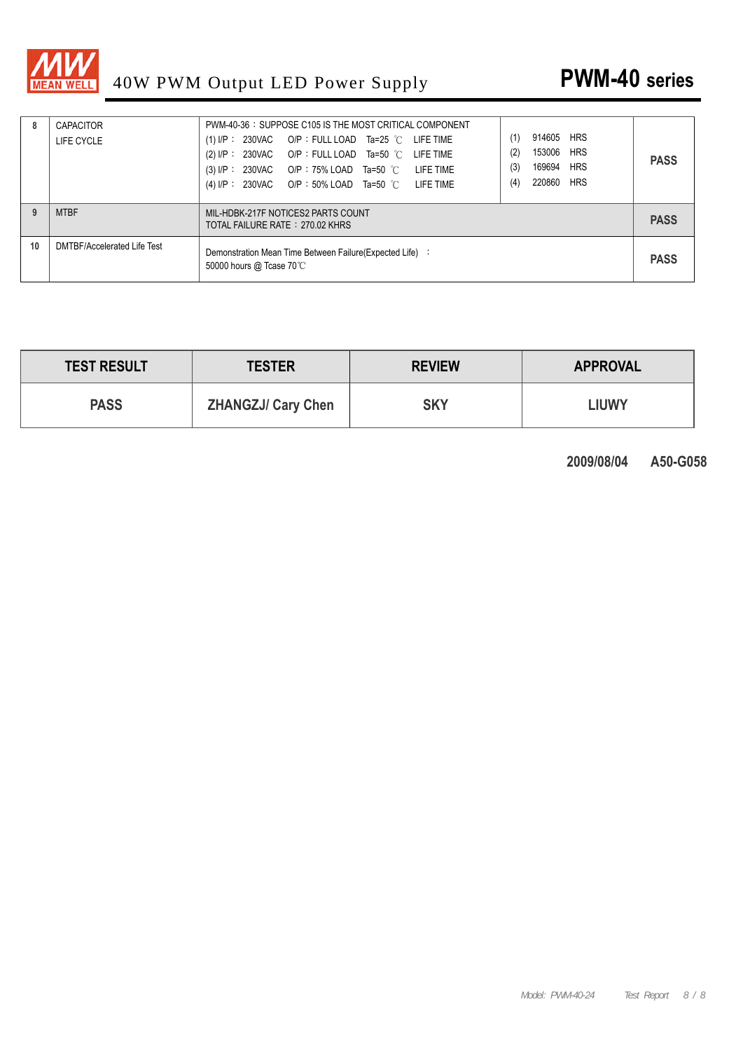| | | | | |
|---|---|---|---|---|
| 8 | CAPACITOR LIFE CYCLE | PWM-40-36：SUPPOSE C105 IS THE MOST CRITICAL COMPONENT<br>(1) I/P： 230VAC O/P：FULL LOAD Ta=25 ℃ LIFE TIME<br>(2) I/P： 230VAC O/P：FULL LOAD Ta=50 ℃ LIFE TIME<br>(3) I/P： 230VAC O/P：75% LOAD Ta=50 ℃ LIFE TIME<br>(4) I/P： 230VAC O/P：50% LOAD Ta=50 ℃ LIFE TIME | (1) 914605 HRS<br>(2) 153006 HRS<br>(3) 169694 HRS<br>(4) 220860 HRS | **PASS** |
| 9 | MTBF | MIL-HDBK-217F NOTICES2 PARTS COUNT<br>TOTAL FAILURE RATE：270.02 KHRS | | **PASS** |
| 10 | DMTBF/Accelerated Life Test | Demonstration Mean Time Between Failure(Expected Life) ：<br>50000 hours @ Tcase 70℃ | | **PASS** |

| TEST RESULT | TESTER | REVIEW | APPROVAL |
|---|---|---|---|
| **PASS** | **ZHANGZJ/ Cary Chen** | **SKY** | **LIUWY** |

**2009/08/04 A50-G058**